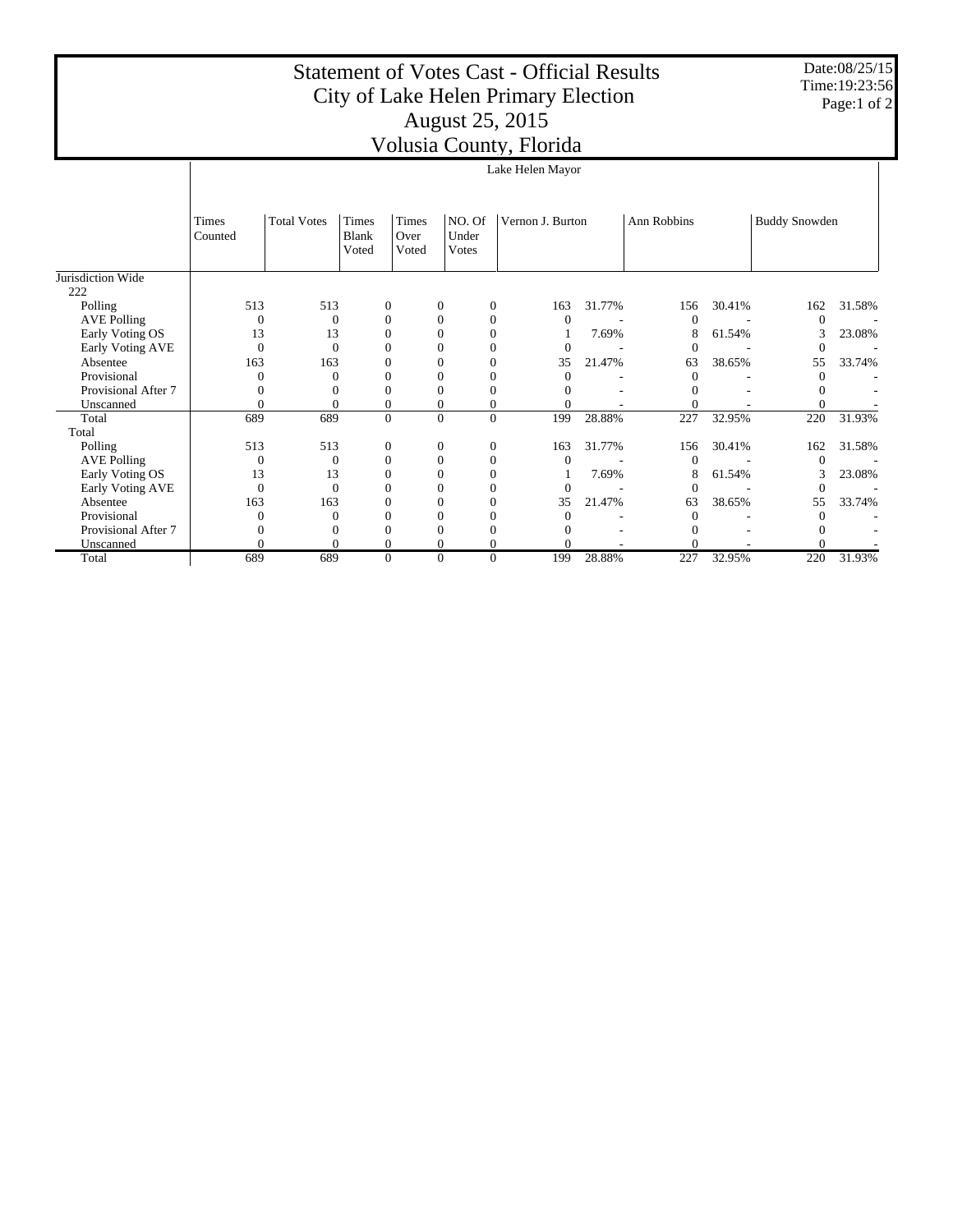# Statement of Votes Cast - Official Results
## City of Lake Helen Primary Election
## August 25, 2015
## Volusia County, Florida

Date:08/25/15
Time:19:23:56

| | Lake Helen Mayor | | | | | | | | | | |
|---|---|---|---|---|---|---|---|---|---|---|---|
| | Times Counted | Total Votes | Times Blank Voted | Times Over Voted | NO. Of Under Votes | Vernon J. Burton | | Ann Robbins | | Buddy Snowden | |
| **Jurisdiction Wide** | | | | | | | | | | | |
| 222 | | | | | | | | | | | |
| Polling | 513 | 513 | 0 | 0 | 0 | 163 | 31.77% | 156 | 30.41% | 162 | 31.58% |
| AVE Polling | 0 | 0 | 0 | 0 | 0 | 0 | - | 0 | - | 0 | - |
| Early Voting OS | 13 | 13 | 0 | 0 | 0 | 1 | 7.69% | 8 | 61.54% | 3 | 23.08% |
| Early Voting AVE | 0 | 0 | 0 | 0 | 0 | 0 | - | 0 | - | 0 | - |
| Absentee | 163 | 163 | 0 | 0 | 0 | 35 | 21.47% | 63 | 38.65% | 55 | 33.74% |
| Provisional | 0 | 0 | 0 | 0 | 0 | 0 | - | 0 | - | 0 | - |
| Provisional After 7 | 0 | 0 | 0 | 0 | 0 | 0 | - | 0 | - | 0 | - |
| Unscanned | 0 | 0 | 0 | 0 | 0 | 0 | - | 0 | - | 0 | - |
| Total | 689 | 689 | 0 | 0 | 0 | 199 | 28.88% | 227 | 32.95% | 220 | 31.93% |
| **Total** | | | | | | | | | | | |
| Polling | 513 | 513 | 0 | 0 | 0 | 163 | 31.77% | 156 | 30.41% | 162 | 31.58% |
| AVE Polling | 0 | 0 | 0 | 0 | 0 | 0 | - | 0 | - | 0 | - |
| Early Voting OS | 13 | 13 | 0 | 0 | 0 | 1 | 7.69% | 8 | 61.54% | 3 | 23.08% |
| Early Voting AVE | 0 | 0 | 0 | 0 | 0 | 0 | - | 0 | - | 0 | - |
| Absentee | 163 | 163 | 0 | 0 | 0 | 35 | 21.47% | 63 | 38.65% | 55 | 33.74% |
| Provisional | 0 | 0 | 0 | 0 | 0 | 0 | - | 0 | - | 0 | - |
| Provisional After 7 | 0 | 0 | 0 | 0 | 0 | 0 | - | 0 | - | 0 | - |
| Unscanned | 0 | 0 | 0 | 0 | 0 | 0 | - | 0 | - | 0 | - |
| Total | 689 | 689 | 0 | 0 | 0 | 199 | 28.88% | 227 | 32.95% | 220 | 31.93% |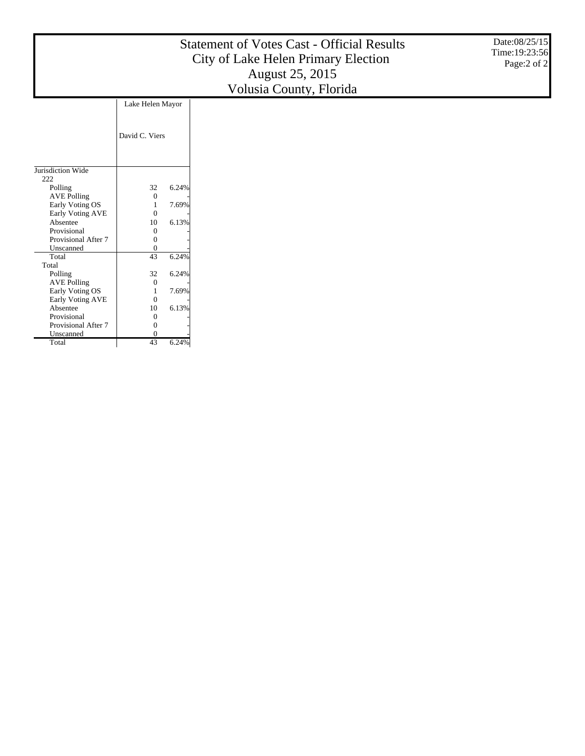# Statement of Votes Cast - Official Results
## City of Lake Helen Primary Election
## August 25, 2015
## Volusia County, Florida

Date:08/25/15
Time:19:23:56

| | Lake Helen Mayor | |
|---|---|---|
| | David C. Viers | |
| Jurisdiction Wide | | |
| 222 | | |
| Polling | 32 | 6.24% |
| AVE Polling | 0 | - |
| Early Voting OS | 1 | 7.69% |
| Early Voting AVE | 0 | - |
| Absentee | 10 | 6.13% |
| Provisional | 0 | - |
| Provisional After 7 | 0 | - |
| Unscanned | 0 | - |
| Total | 43 | 6.24% |
| Total | | |
| Polling | 32 | 6.24% |
| AVE Polling | 0 | - |
| Early Voting OS | 1 | 7.69% |
| Early Voting AVE | 0 | - |
| Absentee | 10 | 6.13% |
| Provisional | 0 | - |
| Provisional After 7 | 0 | - |
| Unscanned | 0 | - |
| Total | 43 | 6.24% |